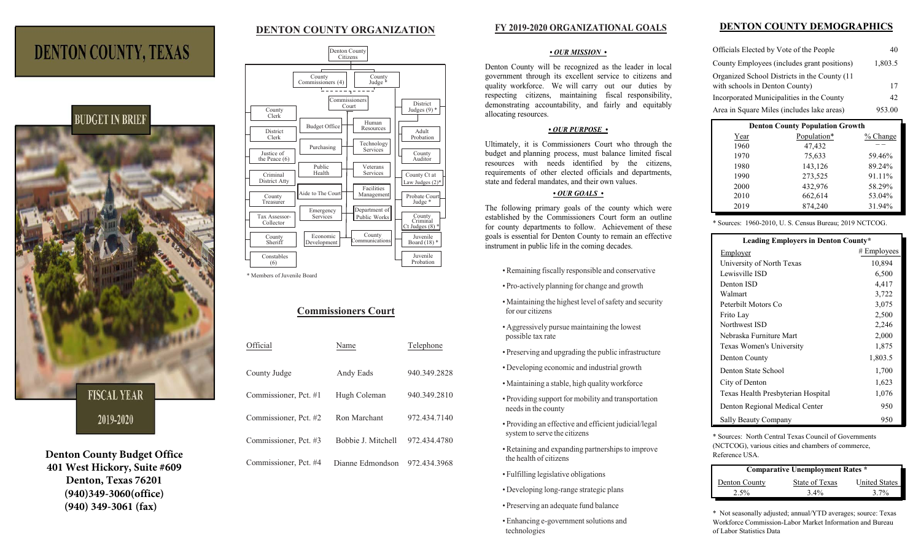# DENTON COUNTY, TEXAS

## BUDGET IN BRIEF

## FISCAL YEAR 2019-2020

**Denton County Budget Office**
**401 West Hickory, Suite #609**
**Denton, Texas 76201**
**(940)349-3060(office)**
**(940) 349-3061 (fax)**

## DENTON COUNTY ORGANIZATION

Denton County Citizens

County Commissioners (4) — County Judge *

Commissioners Court

County Clerk

District Clerk

Justice of the Peace (6)

Criminal District Atty

County Treasurer

Tax Assessor-Collector

County Sheriff

Constables (6)

Budget Office

Purchasing

Public Health

Aide to The Court

Emergency Services

Economic Development

Human Resources

Technology Services

Veterans Services

Facilities Management

Department of Public Works

County Communications

District Judges (9) *

Adult Probation

County Auditor

County Ct at Law Judges (2)*

Probate Court Judge *

County Criminal Ct Judges (8) *

Juvenile Board (18) *

Juvenile Probation

\* Members of Juvenile Board

## Commissioners Court

| Official | Name | Telephone |
|---|---|---|
| County Judge | Andy Eads | 940.349.2828 |
| Commissioner, Pct. #1 | Hugh Coleman | 940.349.2810 |
| Commissioner, Pct. #2 | Ron Marchant | 972.434.7140 |
| Commissioner, Pct. #3 | Bobbie J. Mitchell | 972.434.4780 |
| Commissioner, Pct. #4 | Dianne Edmondson | 972.434.3968 |

## FY 2019-2020 ORGANIZATIONAL GOALS

***• OUR MISSION •***

Denton County will be recognized as the leader in local government through its excellent service to citizens and quality workforce. We will carry out our duties by respecting citizens, maintaining fiscal responsibility, demonstrating accountability, and fairly and equitably allocating resources.

***• OUR PURPOSE •***

Ultimately, it is Commissioners Court who through the budget and planning process, must balance limited fiscal resources with needs identified by the citizens, requirements of other elected officials and departments, state and federal mandates, and their own values.

***• OUR GOALS •***

The following primary goals of the county which were established by the Commissioners Court form an outline for county departments to follow. Achievement of these goals is essential for Denton County to remain an effective instrument in public life in the coming decades.

- Remaining fiscally responsible and conservative
- Pro-actively planning for change and growth
- Maintaining the highest level of safety and security for our citizens
- Aggressively pursue maintaining the lowest possible tax rate
- Preserving and upgrading the public infrastructure
- Developing economic and industrial growth
- Maintaining a stable, high quality workforce
- Providing support for mobility and transportation needs in the county
- Providing an effective and efficient judicial/legal system to serve the citizens
- Retaining and expanding partnerships to improve the health of citizens
- Fulfilling legislative obligations
- Developing long-range strategic plans
- Preserving an adequate fund balance
- Enhancing e-government solutions and technologies

## DENTON COUNTY DEMOGRAPHICS

| | |
|---|---|
| Officials Elected by Vote of the People | 40 |
| County Employees (includes grant positions) | 1,803.5 |
| Organized School Districts in the County (11 with schools in Denton County) | 17 |
| Incorporated Municipalities in the County | 42 |
| Area in Square Miles (includes lake areas) | 953.00 |

**Denton County Population Growth**

| Year | Population* | % Change |
|---|---|---|
| 1960 | 47,432 | -- |
| 1970 | 75,633 | 59.46% |
| 1980 | 143,126 | 89.24% |
| 1990 | 273,525 | 91.11% |
| 2000 | 432,976 | 58.29% |
| 2010 | 662,614 | 53.04% |
| 2019 | 874,240 | 31.94% |

\* Sources: 1960-2010, U. S. Census Bureau; 2019 NCTCOG.

**Leading Employers in Denton County***

| Employer | # Employees |
|---|---|
| University of North Texas | 10,894 |
| Lewisville ISD | 6,500 |
| Denton ISD | 4,417 |
| Walmart | 3,722 |
| Peterbilt Motors Co | 3,075 |
| Frito Lay | 2,500 |
| Northwest ISD | 2,246 |
| Nebraska Furniture Mart | 2,000 |
| Texas Women's University | 1,875 |
| Denton County | 1,803.5 |
| Denton State School | 1,700 |
| City of Denton | 1,623 |
| Texas Health Presbyterian Hospital | 1,076 |
| Denton Regional Medical Center | 950 |
| Sally Beauty Company | 950 |

\* Sources: North Central Texas Council of Governments (NCTCOG), various cities and chambers of commerce, Reference USA.

**Comparative Unemployment Rates ***

| Denton County | State of Texas | United States |
|---|---|---|
| 2.5% | 3.4% | 3.7% |

\* Not seasonally adjusted; annual/YTD averages; source: Texas Workforce Commission-Labor Market Information and Bureau of Labor Statistics Data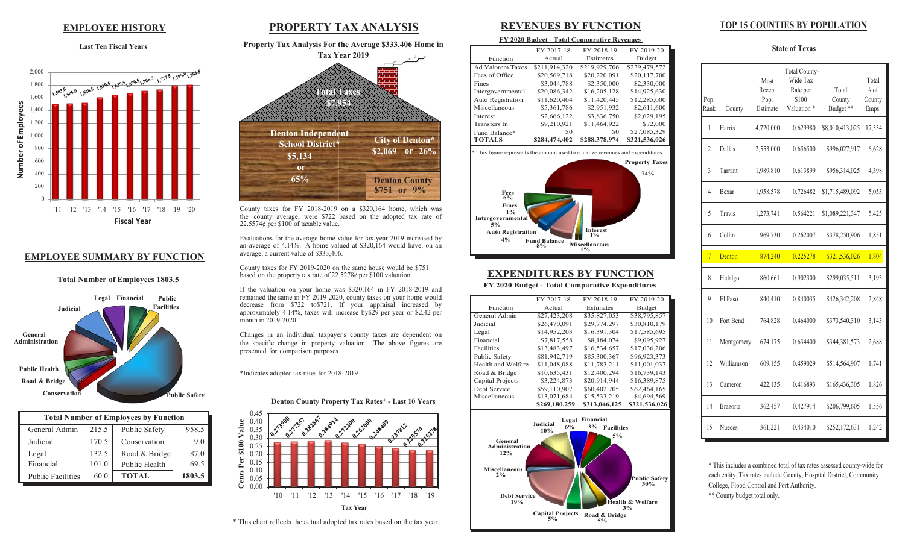## EMPLOYEE HISTORY

**Last Ten Fiscal Years**

2,000
1,800
1,600
1,400
1,200
1,000
800
600
400
200
0

Number of Employees

1,503.5 1,505.0 1,520.5 1,610.5 1,639.5 1,670.5 1,706.5 1,727.5 1,795.0 1,803.5

'11 '12 '13 '14 '15 '16 '17 '18 '19 '20

Fiscal Year

## EMPLOYEE SUMMARY BY FUNCTION

**Total Number of Employees 1803.5**

Legal Financial Public Facilities
Judicial
General Administration
Public Health
Road & Bridge
Conservation
Public Safety

| Total Number of Employees by Function | | | |
|---|---|---|---|
| General Admin | 215.5 | Public Safety | 958.5 |
| Judicial | 170.5 | Conservation | 9.0 |
| Legal | 132.5 | Road & Bridge | 87.0 |
| Financial | 101.0 | Public Health | 69.5 |
| Public Facilities | 60.0 | **TOTAL** | **1803.5** |

## PROPERTY TAX ANALYSIS

**Property Tax Analysis For the Average $333,406 Home in Tax Year 2019**

Total Taxes
$7,954

Denton Independent School District*
$5,134
or
65%

City of Denton*
$2,069 or 26%

Denton County
$751 or 9%

County taxes for FY 2018-2019 on a $320,164 home, which was the county average, were $722 based on the adopted tax rate of 22.5574¢ per $100 of taxable value.

Evaluations for the average home value for tax year 2019 increased by an average of 4.14%. A home valued at $320,164 would have, on an average, a current value of $333,406.

County taxes for FY 2019-2020 on the same house would be $751 based on the property tax rate of 22.5278¢ per $100 valuation.

If the valuation on your home was $320,164 in FY 2018-2019 and remained the same in FY 2019-2020, county taxes on your home would decrease from $722 to$721. If your appraisal increased by approximately 4.14%, taxes will increase by$29 per year or $2.42 per month in 2019-2020.

Changes in an individual taxpayer's county taxes are dependent on the specific change in property valuation. The above figures are presented for comparison purposes.

*Indicates adopted tax rates for 2018-2019

**Denton County Property Tax Rates* - Last 10 Years**

0.45
0.40
0.35
0.30
0.25
0.20
0.15
0.10
0.05
0.00

Cents Per $100 Value

0.273900 0.277357 0.282867 0.284914 0.272200 0.262000 0.248409 0.237812 0.225574 0.225278

'10 '11 '12 '13 '14 '15 '16 '17 '18 '19

Tax Year

* This chart reflects the actual adopted tax rates based on the tax year.

## REVENUES BY FUNCTION

**FY 2020 Budget - Total Comparative Revenues**

| Function | FY 2017-18 Actual | FY 2018-19 Estimates | FY 2019-20 Budget |
|---|---|---|---|
| Ad Valorem Taxes | $211,914,320 | $219,929,706 | $239,479,572 |
| Fees of Office | $20,569,718 | $20,220,091 | $20,117,700 |
| Fines | $3,044,788 | $2,350,000 | $2,330,000 |
| Intergovernmental | $20,086,342 | $16,205,128 | $14,925,630 |
| Auto Registration | $11,620,404 | $11,420,445 | $12,285,000 |
| Miscellaneous | $5,361,786 | $2,951,932 | $2,611,600 |
| Interest | $2,666,122 | $3,836,750 | $2,629,195 |
| Transfers In | $9,210,921 | $11,464,922 | $72,000 |
| Fund Balance* | $0 | $0 | $27,085,329 |
| **TOTALS** | **$284,474,402** | **$288,378,974** | **$321,536,026** |

* This figure represents the amount used to equalize revenues and expenditures.

Property Taxes 74%
Fees 6%
Fines 1%
Intergovernmental 5%
Auto Registration 4%
Fund Balance 8%
Interest 1%
Miscellaneous 1%

## EXPENDITURES BY FUNCTION

**FY 2020 Budget - Total Comparative Expenditures**

| Function | FY 2017-18 Actual | FY 2018-19 Estimates | FY 2019-20 Budget |
|---|---|---|---|
| General Admin | $27,423,208 | $35,827,053 | $38,795,857 |
| Judicial | $26,470,091 | $29,774,297 | $30,810,179 |
| Legal | $14,952,203 | $16,391,304 | $17,585,695 |
| Financial | $7,817,558 | $8,184,074 | $9,095,927 |
| Facilities | $13,483,497 | $16,534,657 | $17,036,206 |
| Public Safety | $81,942,719 | $85,300,367 | $96,923,373 |
| Health and Welfare | $11,048,088 | $11,783,211 | $11,001,037 |
| Road & Bridge | $10,635,431 | $12,400,294 | $16,739,143 |
| Capital Projects | $3,224,873 | $20,914,944 | $16,389,875 |
| Debt Service | $59,110,907 | $60,402,705 | $62,464,165 |
| Miscellaneous | $13,071,684 | $15,533,219 | $4,694,569 |
| | **$269,180,259** | **$313,046,125** | **$321,536,026** |

Judicial 10%
Legal 6%
Financial 3%
Facilities 5%
General Administration 12%
Miscellaneous 2%
Public Safety 30%
Debt Service 19%
Health & Welfare 3%
Capital Projects 5%
Road & Bridge 5%

## TOP 15 COUNTIES BY POPULATION

**State of Texas**

| Pop. Rank | County | Most Recent Pop. Estimate | Total County-Wide Tax Rate per $100 Valuation * | Total County Budget ** | Total # of County Emps. |
|---|---|---|---|---|---|
| 1 | Harris | 4,720,000 | 0.629980 | $8,010,413,025 | 17,334 |
| 2 | Dallas | 2,553,000 | 0.656500 | $996,027,917 | 6,628 |
| 3 | Tarrant | 1,989,810 | 0.613899 | $956,314,025 | 4,398 |
| 4 | Bexar | 1,958,578 | 0.726482 | $1,715,489,092 | 5,053 |
| 5 | Travis | 1,273,741 | 0.564221 | $1,089,221,347 | 5,425 |
| 6 | Collin | 969,730 | 0.262007 | $378,250,906 | 1,851 |
| 7 | Denton | 874,240 | 0.225278 | $321,536,026 | 1,804 |
| 8 | Hidalgo | 860,661 | 0.902300 | $299,035,511 | 3,193 |
| 9 | El Paso | 840,410 | 0.840035 | $426,342,208 | 2,848 |
| 10 | Fort Bend | 764,828 | 0.464000 | $373,540,310 | 3,143 |
| 11 | Montgomery | 674,175 | 0.634400 | $344,381,573 | 2,688 |
| 12 | Williamson | 609,155 | 0.459029 | $514,564,907 | 1,741 |
| 13 | Cameron | 422,135 | 0.416893 | $165,436,305 | 1,826 |
| 14 | Brazoria | 362,457 | 0.427914 | $206,799,605 | 1,556 |
| 15 | Nueces | 361,221 | 0.434010 | $252,172,631 | 1,242 |

* This includes a combined total of tax rates assessed county-wide for each entity. Tax rates include County, Hospital District, Community College, Flood Control and Port Authority.

** County budget total only.